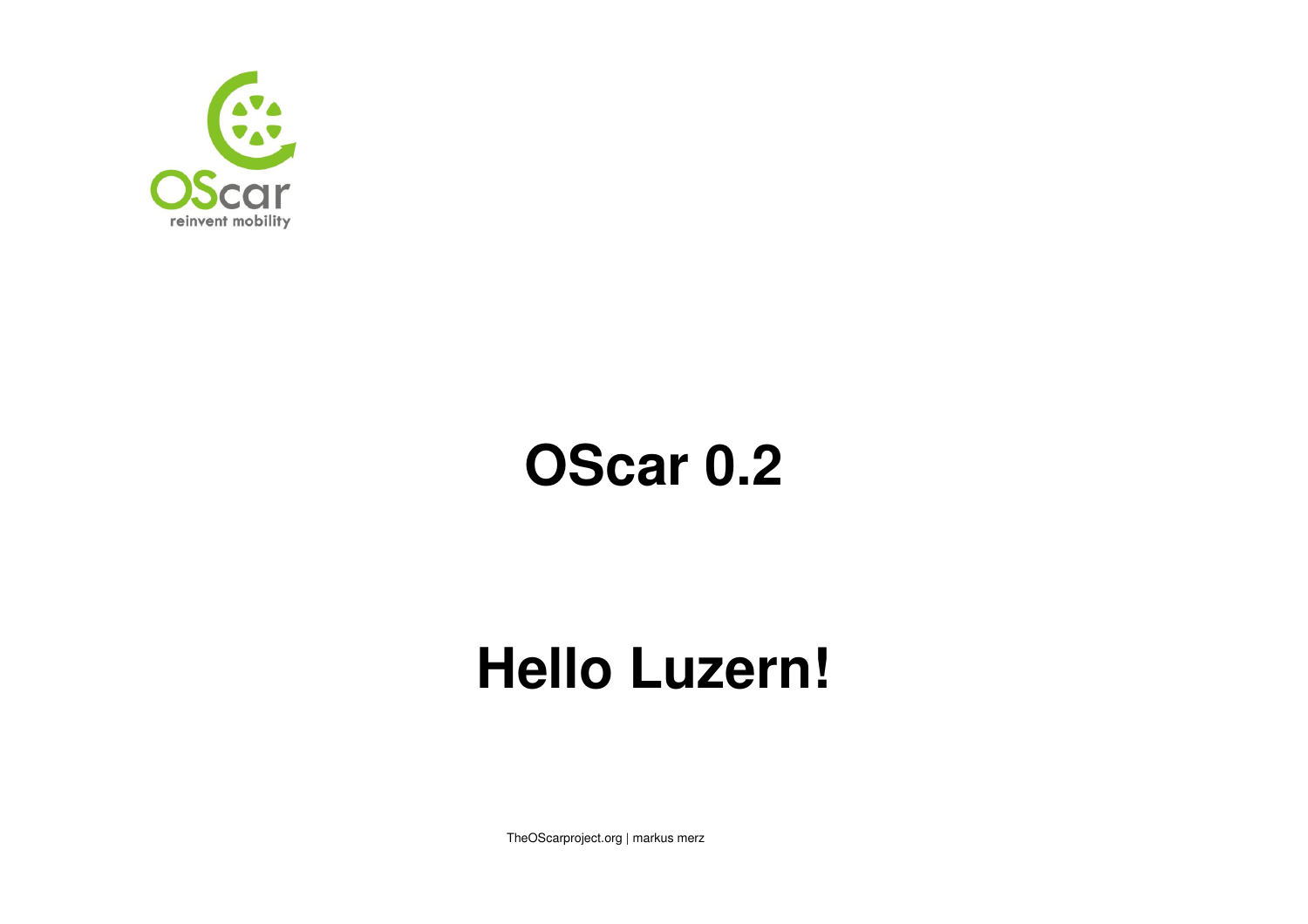OScar
reinvent mobility

# OScar 0.2

# Hello Luzern!

TheOScarproject.org | markus merz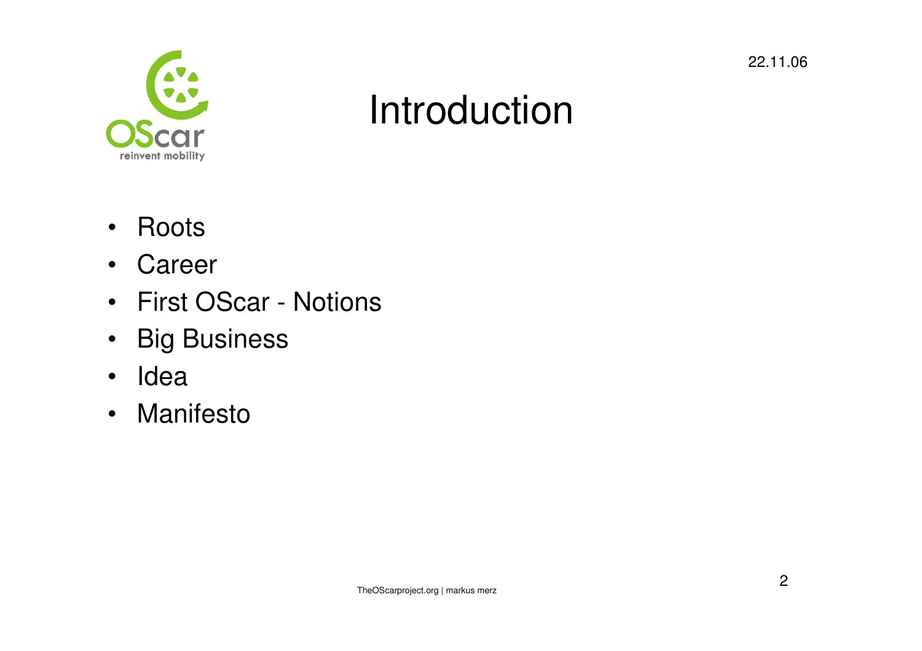# Introduction

- Roots
- Career
- First OScar - Notions
- Big Business
- Idea
- Manifesto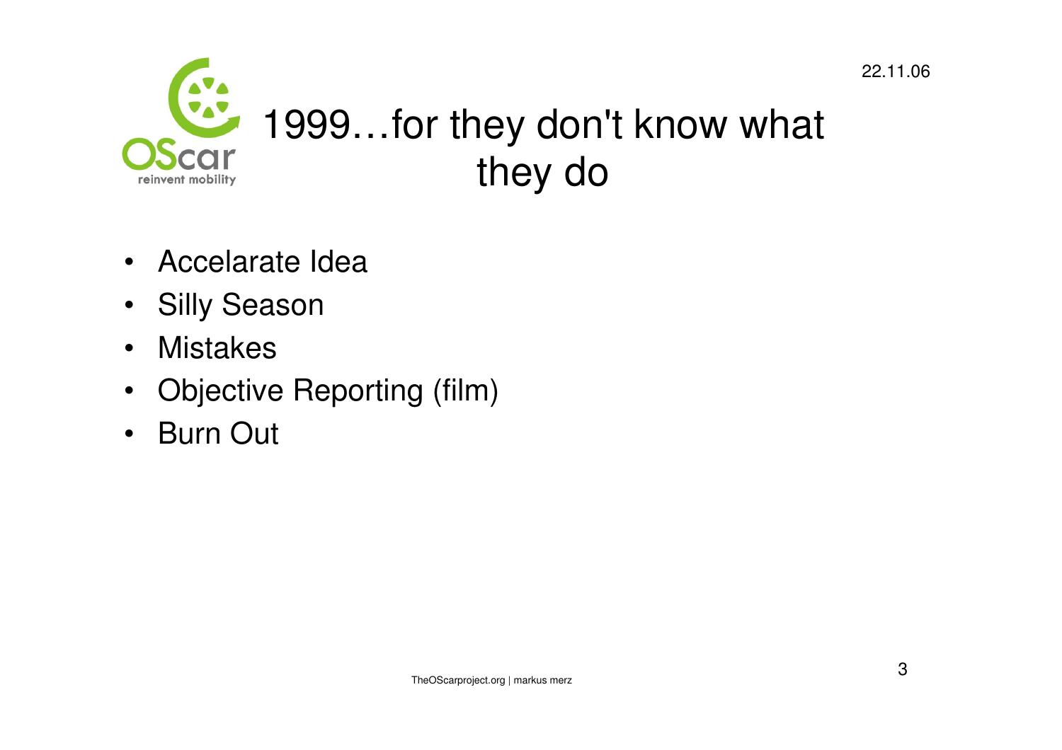# 1999…for they don't know what they do

- Accelarate Idea
- Silly Season
- Mistakes
- Objective Reporting (film)
- Burn Out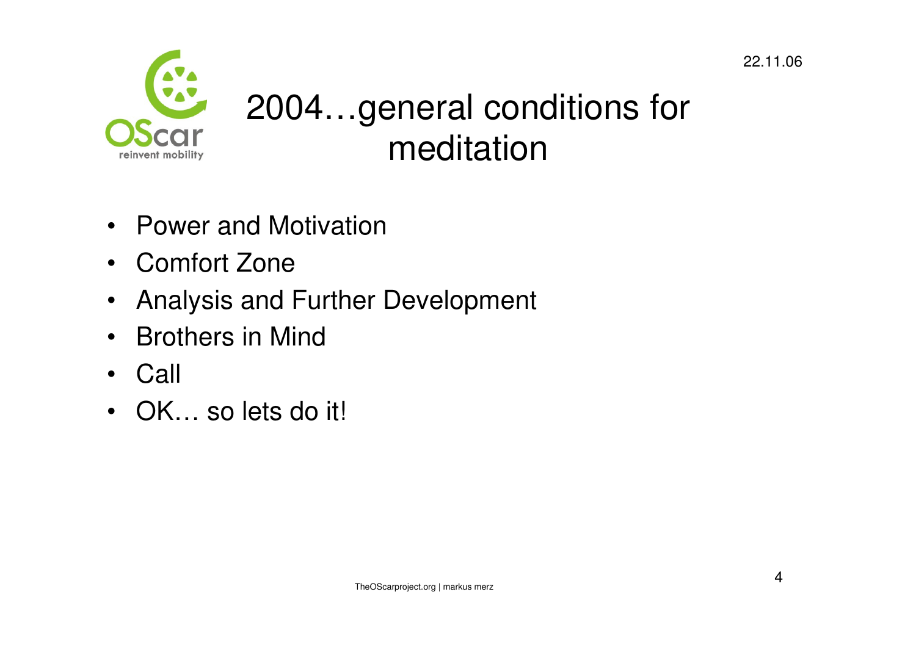# 2004…general conditions for meditation

- Power and Motivation
- Comfort Zone
- Analysis and Further Development
- Brothers in Mind
- Call
- OK… so lets do it!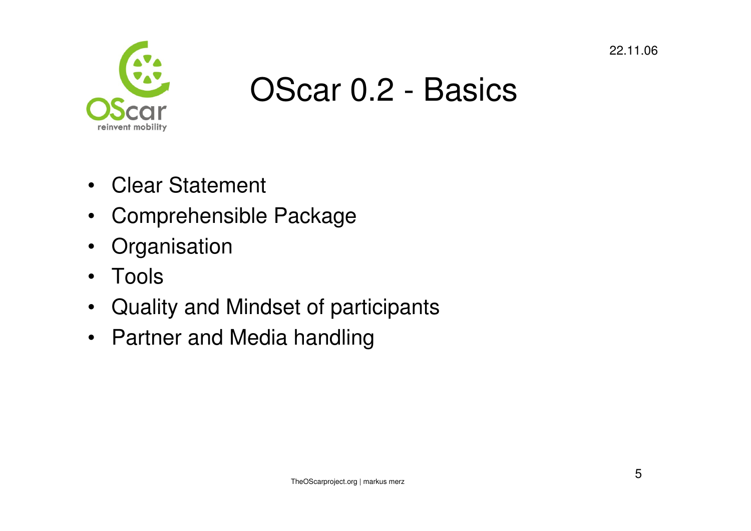# OScar 0.2 - Basics

- Clear Statement
- Comprehensible Package
- Organisation
- Tools
- Quality and Mindset of participants
- Partner and Media handling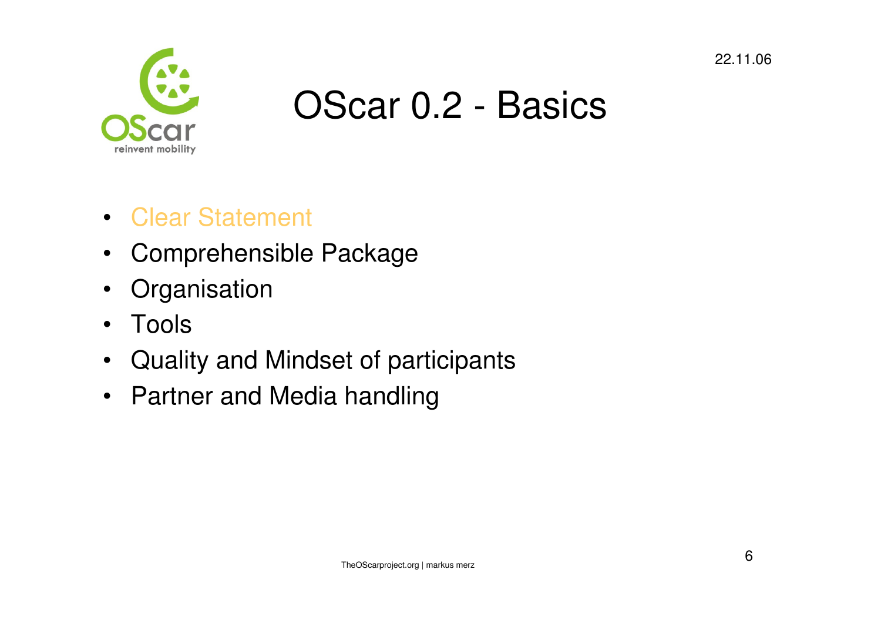# OScar 0.2 - Basics

- Clear Statement
- Comprehensible Package
- Organisation
- Tools
- Quality and Mindset of participants
- Partner and Media handling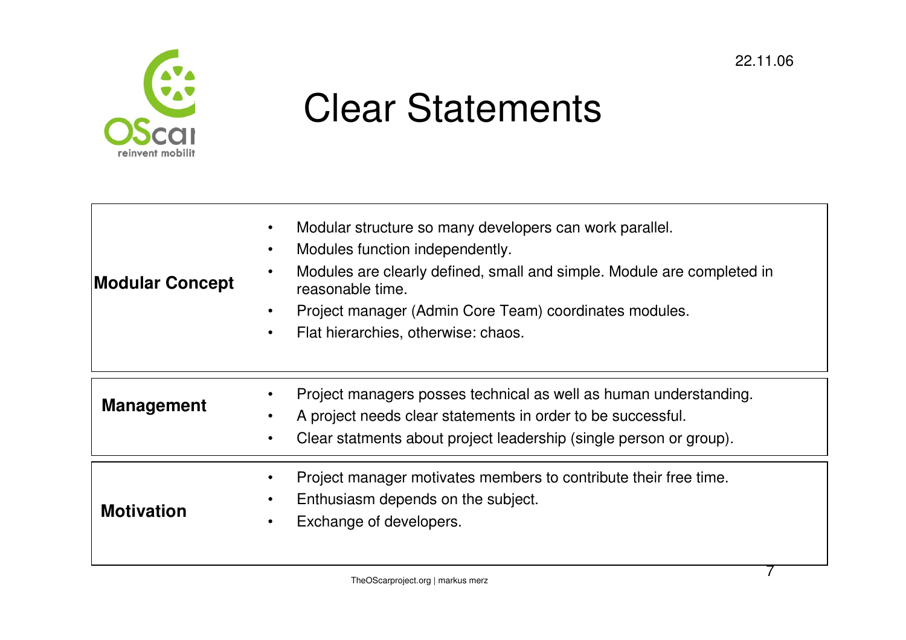# Clear Statements

| | |
|---|---|
| **Modular Concept** | • Modular structure so many developers can work parallel.<br>• Modules function independently.<br>• Modules are clearly defined, small and simple. Module are completed in reasonable time.<br>• Project manager (Admin Core Team) coordinates modules.<br>• Flat hierarchies, otherwise: chaos. |
| **Management** | • Project managers posses technical as well as human understanding.<br>• A project needs clear statements in order to be successful.<br>• Clear statments about project leadership (single person or group). |
| **Motivation** | • Project manager motivates members to contribute their free time.<br>• Enthusiasm depends on the subject.<br>• Exchange of developers. |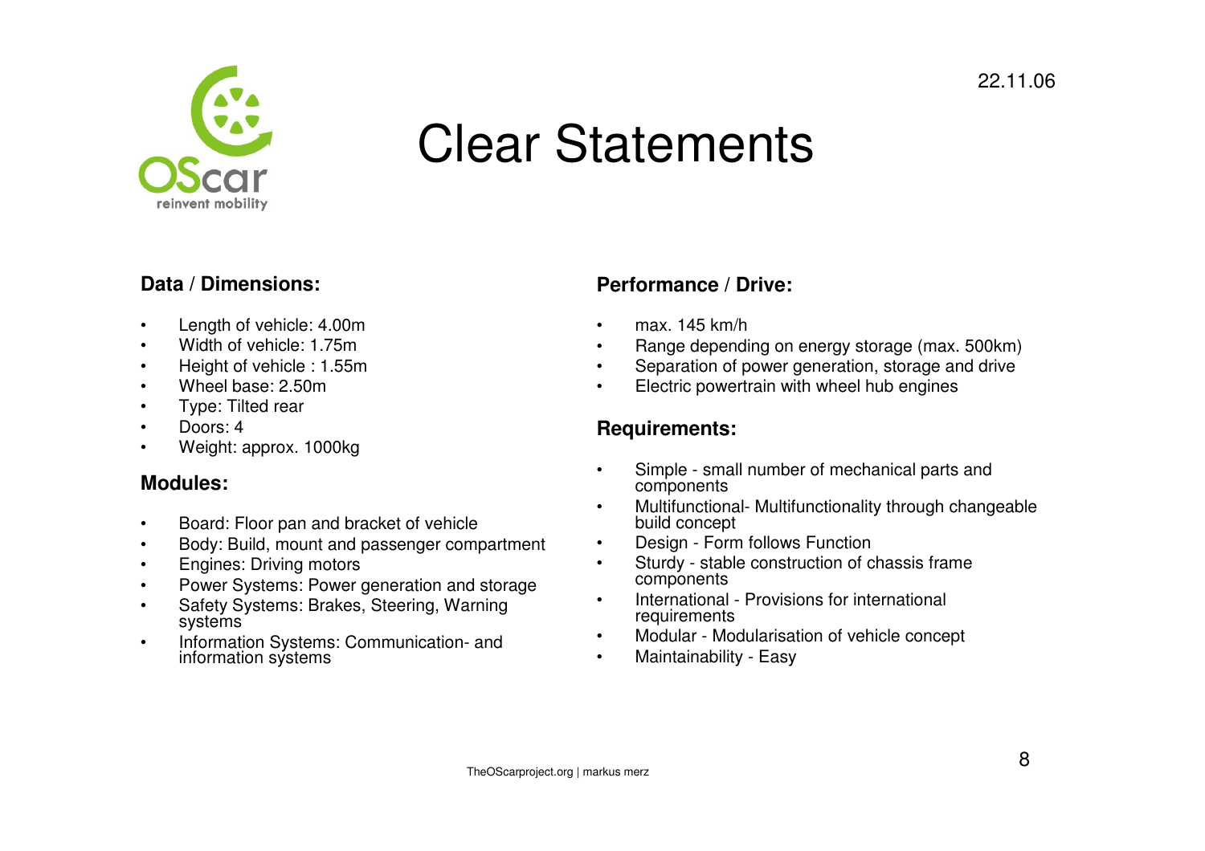# Clear Statements

22.11.06

## Data / Dimensions:

- Length of vehicle: 4.00m
- Width of vehicle: 1.75m
- Height of vehicle : 1.55m
- Wheel base: 2.50m
- Type: Tilted rear
- Doors: 4
- Weight: approx. 1000kg

## Modules:

- Board: Floor pan and bracket of vehicle
- Body: Build, mount and passenger compartment
- Engines: Driving motors
- Power Systems: Power generation and storage
- Safety Systems: Brakes, Steering, Warning systems
- Information Systems: Communication- and information systems

## Performance / Drive:

- max. 145 km/h
- Range depending on energy storage (max. 500km)
- Separation of power generation, storage and drive
- Electric powertrain with wheel hub engines

## Requirements:

- Simple - small number of mechanical parts and components
- Multifunctional- Multifunctionality through changeable build concept
- Design - Form follows Function
- Sturdy - stable construction of chassis frame components
- International - Provisions for international requirements
- Modular - Modularisation of vehicle concept
- Maintainability - Easy

TheOScarproject.org | markus merz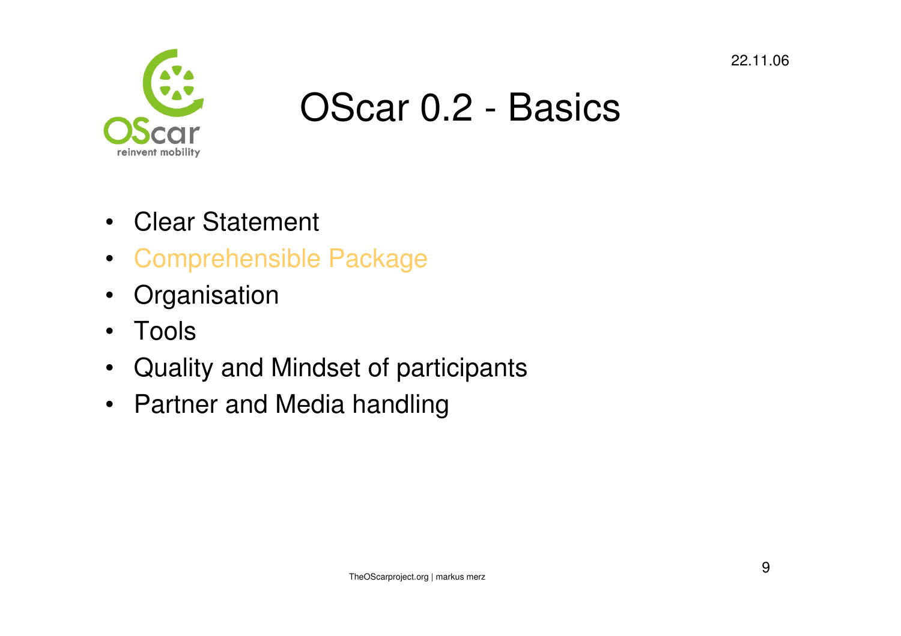# OScar 0.2 - Basics

- Clear Statement
- Comprehensible Package
- Organisation
- Tools
- Quality and Mindset of participants
- Partner and Media handling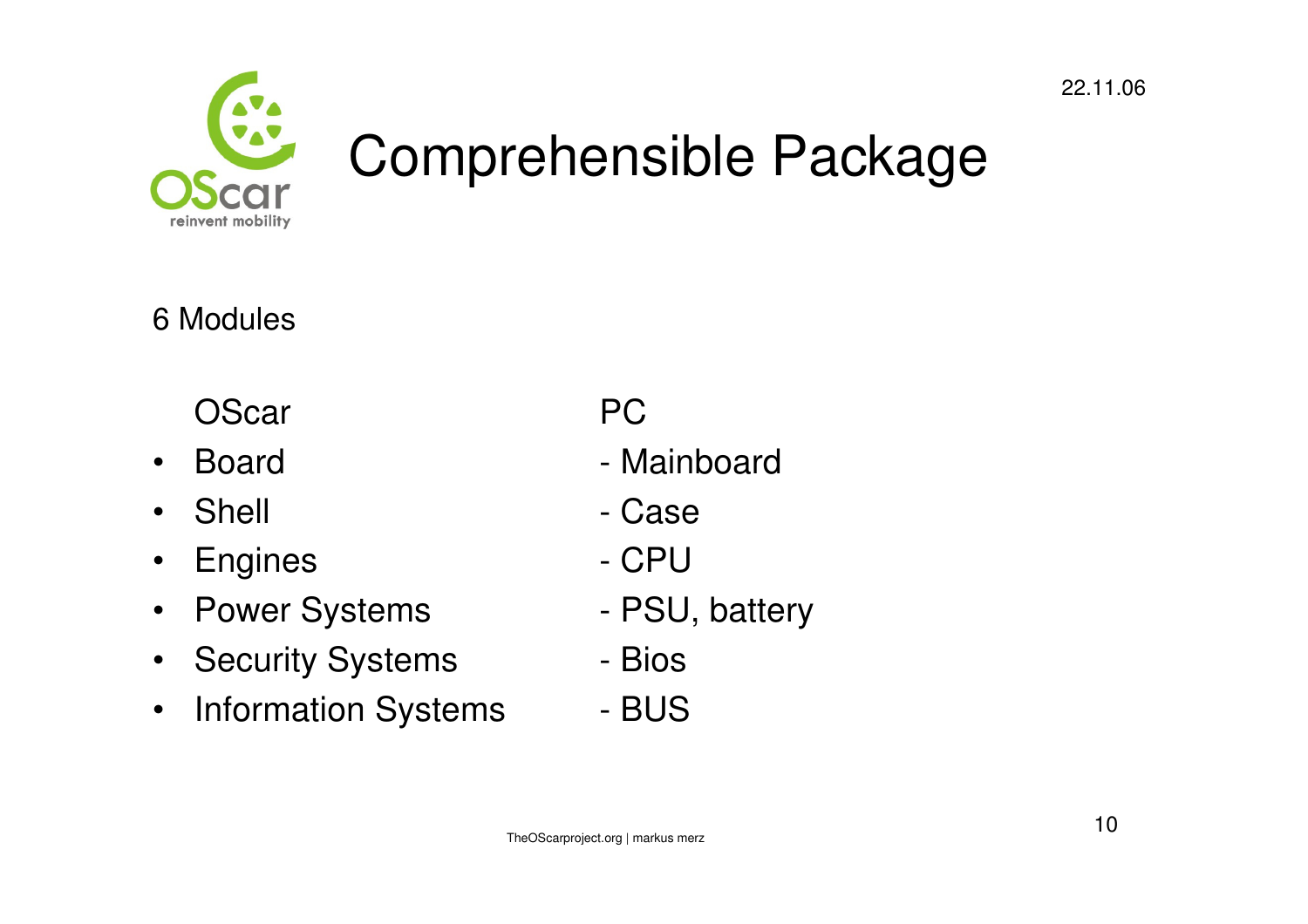# Comprehensible Package

22.11.06

6 Modules

| OScar | PC |
|---|---|
| • Board | - Mainboard |
| • Shell | - Case |
| • Engines | - CPU |
| • Power Systems | - PSU, battery |
| • Security Systems | - Bios |
| • Information Systems | - BUS |

TheOScarproject.org | markus merz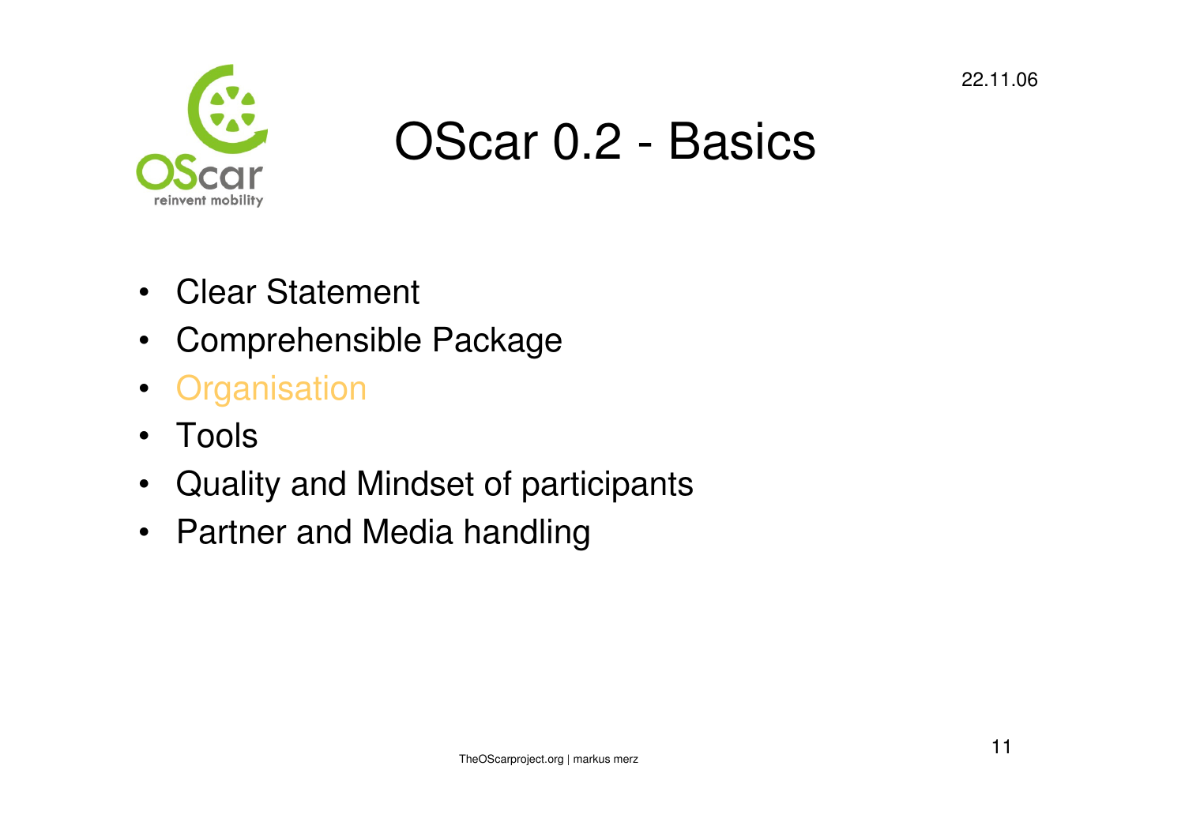# OScar 0.2 - Basics

- Clear Statement
- Comprehensible Package
- Organisation
- Tools
- Quality and Mindset of participants
- Partner and Media handling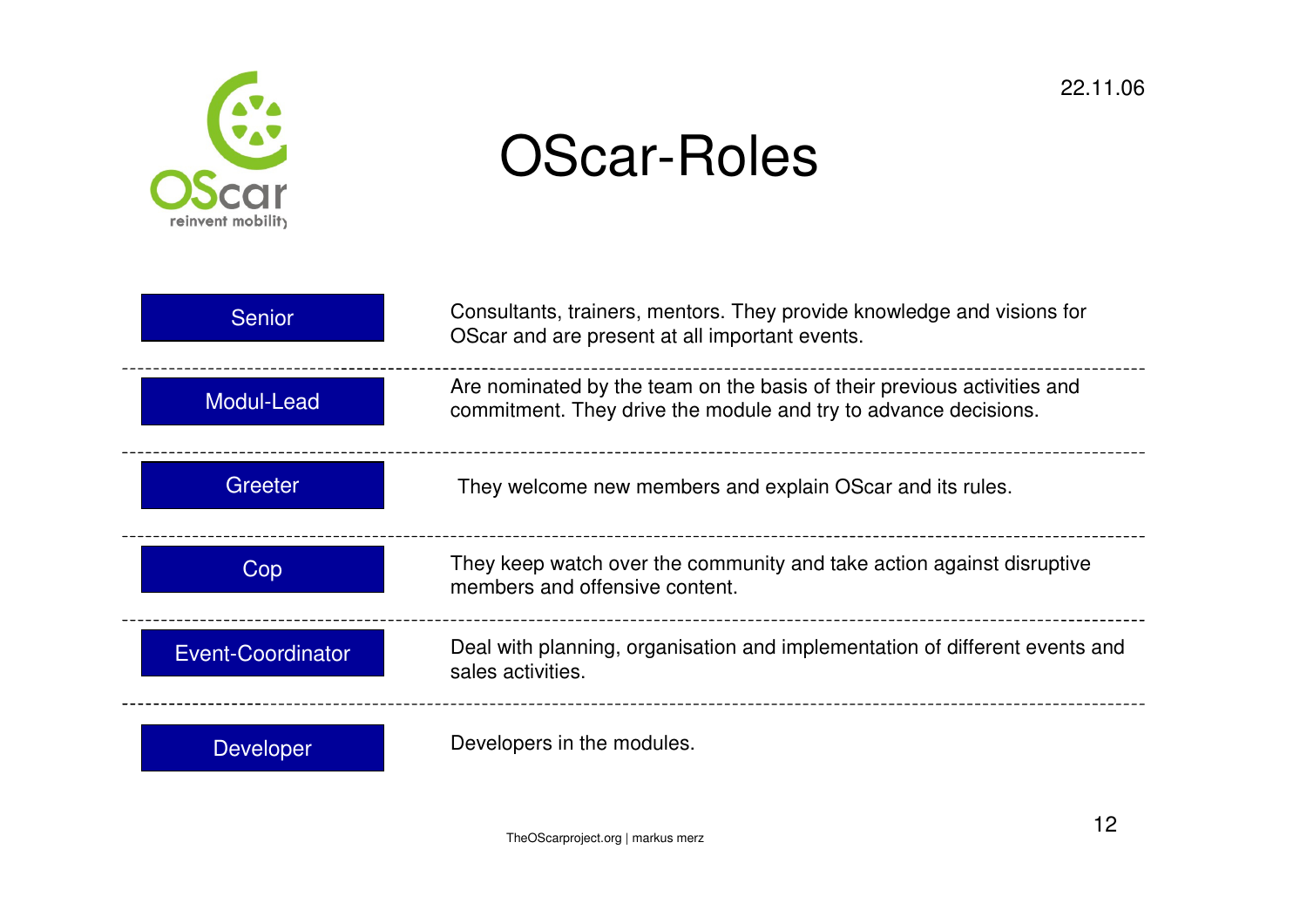# OScar-Roles

| Role | Description |
| --- | --- |
| Senior | Consultants, trainers, mentors. They provide knowledge and visions for OScar and are present at all important events. |
| Modul-Lead | Are nominated by the team on the basis of their previous activities and commitment. They drive the module and try to advance decisions. |
| Greeter | They welcome new members and explain OScar and its rules. |
| Cop | They keep watch over the community and take action against disruptive members and offensive content. |
| Event-Coordinator | Deal with planning, organisation and implementation of different events and sales activities. |
| Developer | Developers in the modules. |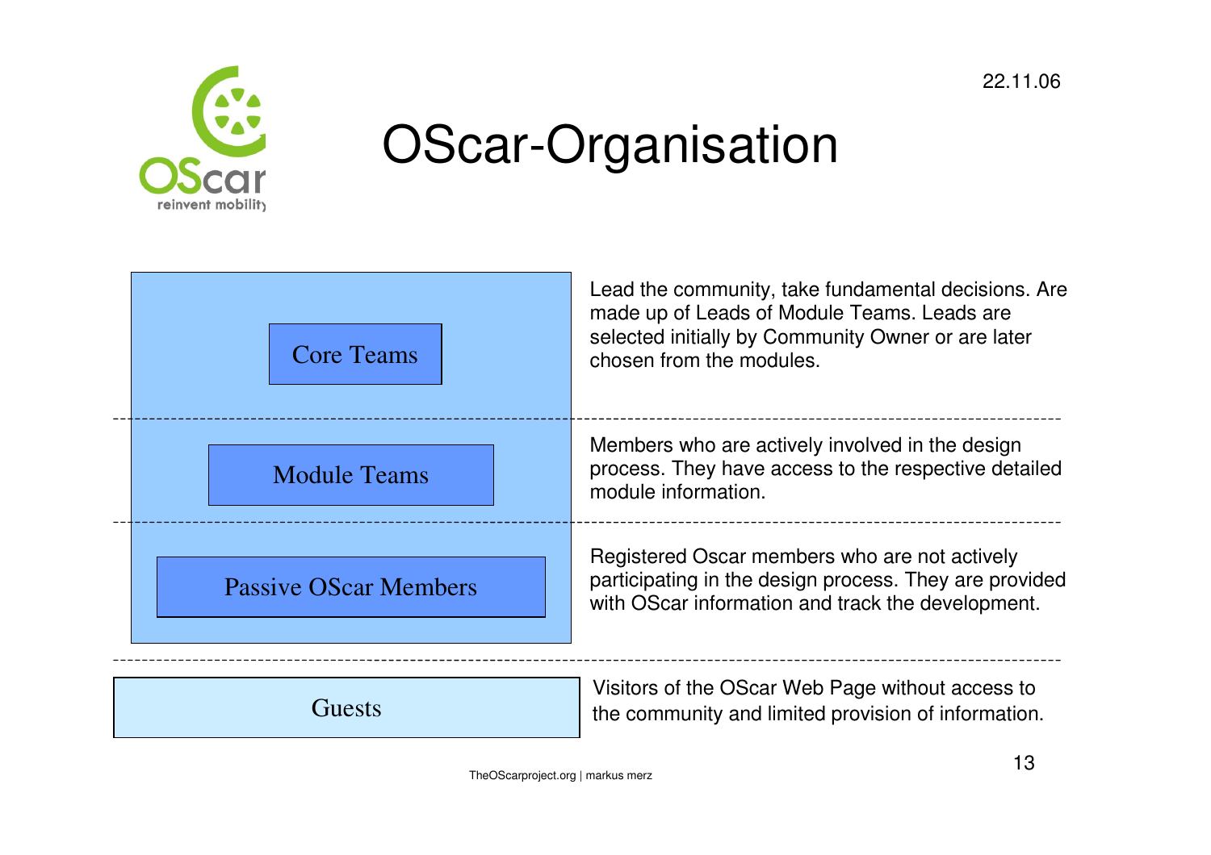# OScar-Organisation

| Level | Description |
| --- | --- |
| Core Teams | Lead the community, take fundamental decisions. Are made up of Leads of Module Teams. Leads are selected initially by Community Owner or are later chosen from the modules. |
| Module Teams | Members who are actively involved in the design process. They have access to the respective detailed module information. |
| Passive OScar Members | Registered Oscar members who are not actively participating in the design process. They are provided with OScar information and track the development. |
| Guests | Visitors of the OScar Web Page without access to the community and limited provision of information. |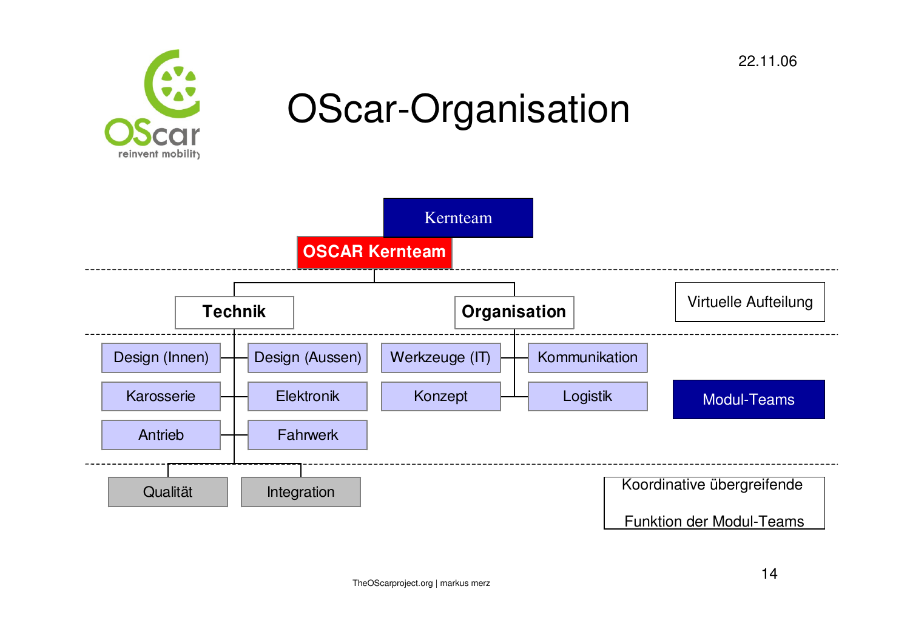22.11.06

# OScar-Organisation

Kernteam

**OSCAR Kernteam**

- **Technik**
  - Design (Innen)
  - Design (Aussen)
  - Karosserie
  - Elektronik
  - Antrieb
  - Fahrwerk
  - Qualität
  - Integration
- **Organisation**
  - Werkzeuge (IT)
  - Kommunikation
  - Konzept
  - Logistik

Virtuelle Aufteilung

Modul-Teams

Koordinative übergreifende Funktion der Modul-Teams

TheOScarproject.org | markus merz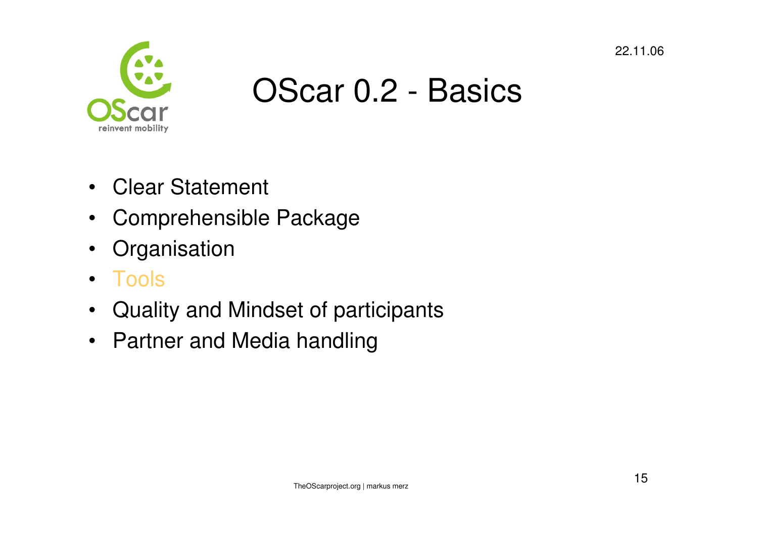# OScar 0.2 - Basics

- Clear Statement
- Comprehensible Package
- Organisation
- Tools
- Quality and Mindset of participants
- Partner and Media handling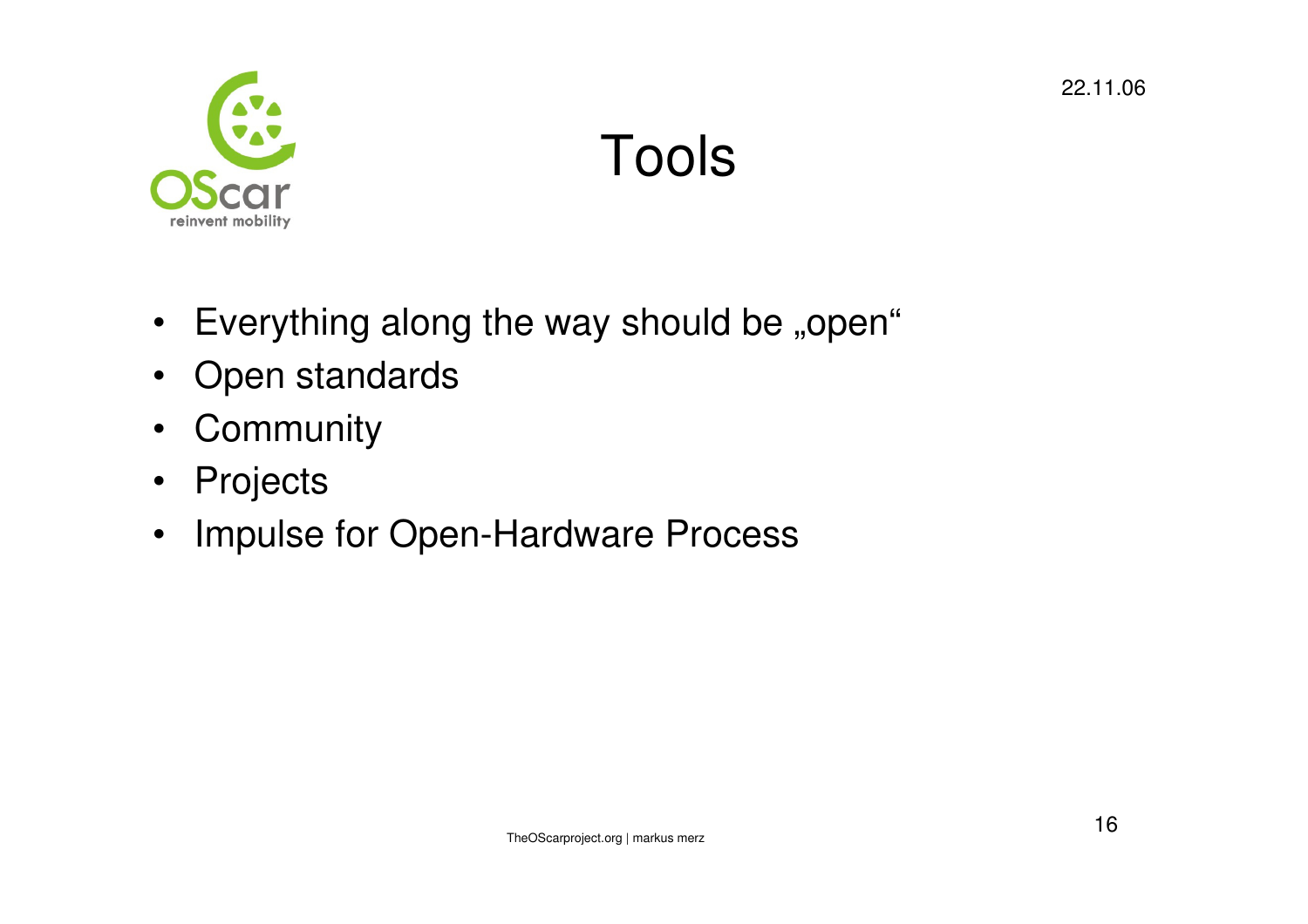# Tools

- Everything along the way should be „open“
- Open standards
- Community
- Projects
- Impulse for Open-Hardware Process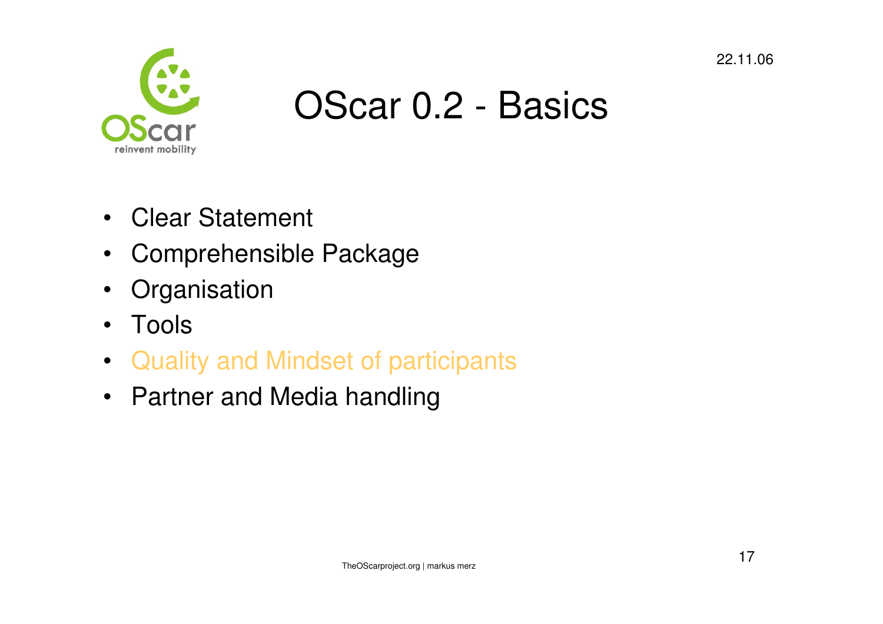# OScar 0.2 - Basics

- Clear Statement
- Comprehensible Package
- Organisation
- Tools
- Quality and Mindset of participants
- Partner and Media handling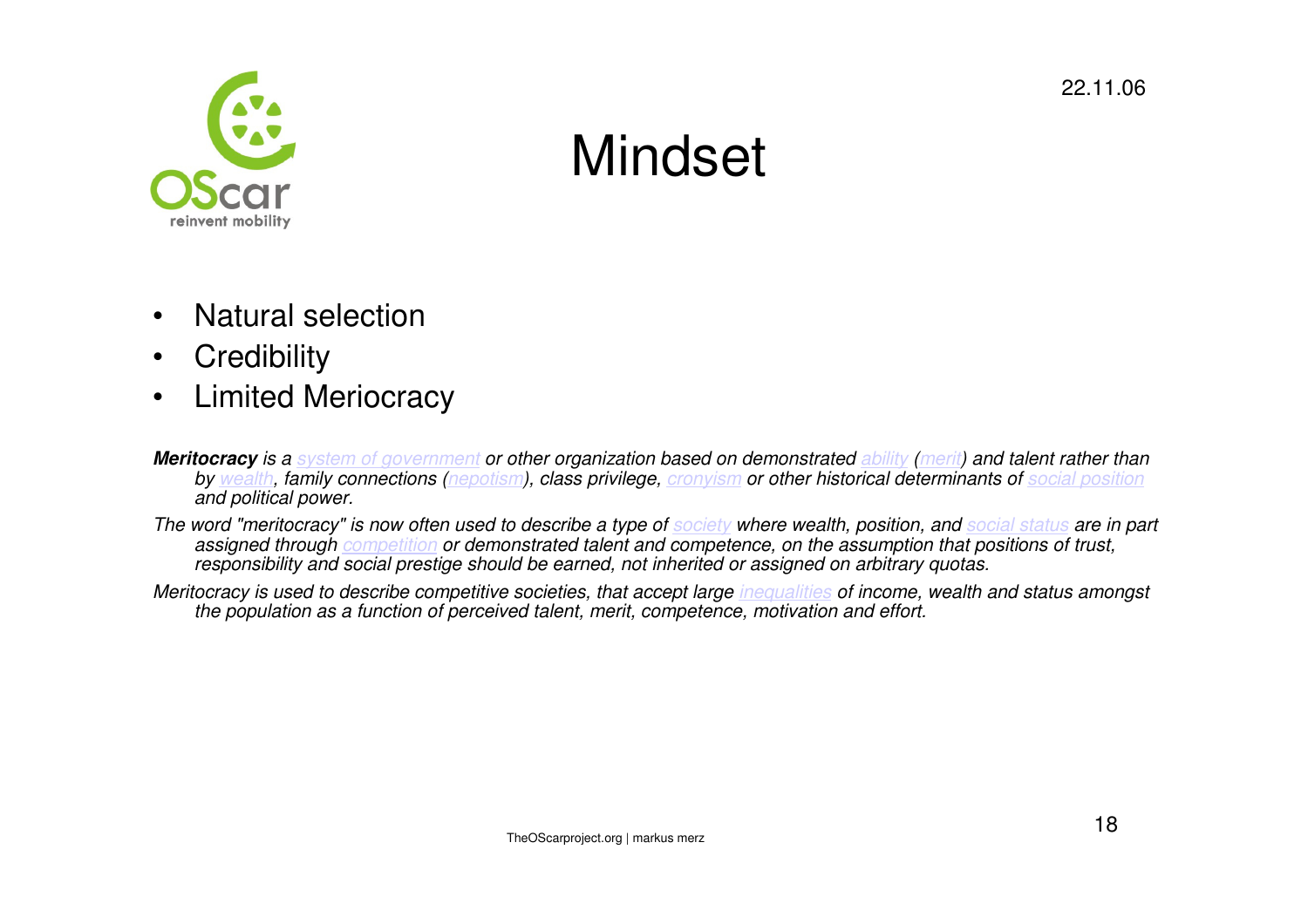# Mindset

- Natural selection
- Credibility
- Limited Meriocracy

***Meritocracy*** *is a system of government or other organization based on demonstrated ability (merit) and talent rather than by wealth, family connections (nepotism), class privilege, cronyism or other historical determinants of social position and political power.*

*The word "meritocracy" is now often used to describe a type of society where wealth, position, and social status are in part assigned through competition or demonstrated talent and competence, on the assumption that positions of trust, responsibility and social prestige should be earned, not inherited or assigned on arbitrary quotas.*

*Meritocracy is used to describe competitive societies, that accept large inequalities of income, wealth and status amongst the population as a function of perceived talent, merit, competence, motivation and effort.*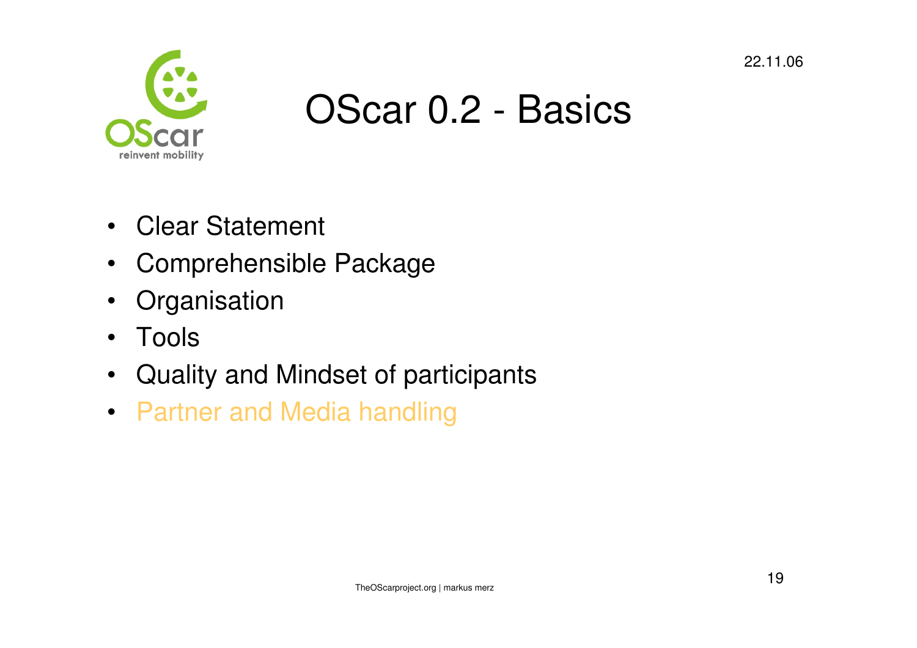# OScar 0.2 - Basics

- Clear Statement
- Comprehensible Package
- Organisation
- Tools
- Quality and Mindset of participants
- Partner and Media handling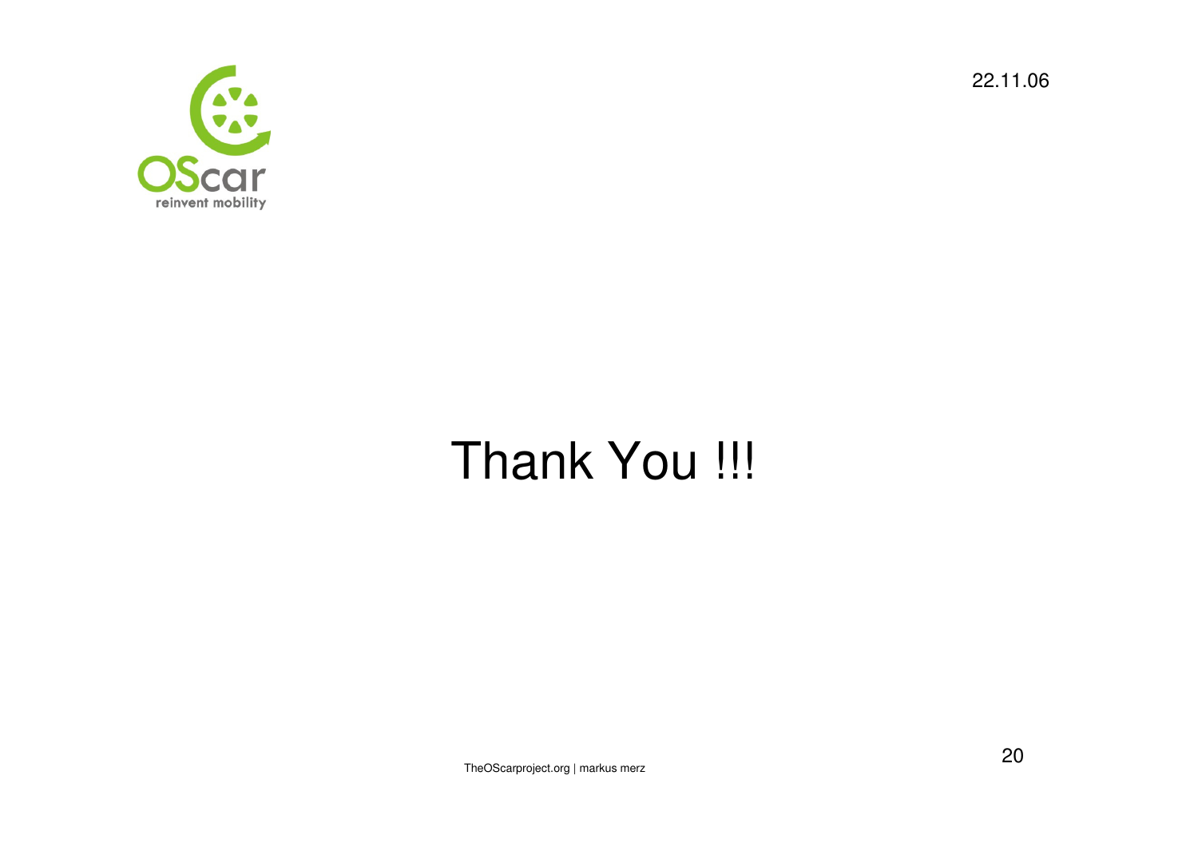# Thank You !!!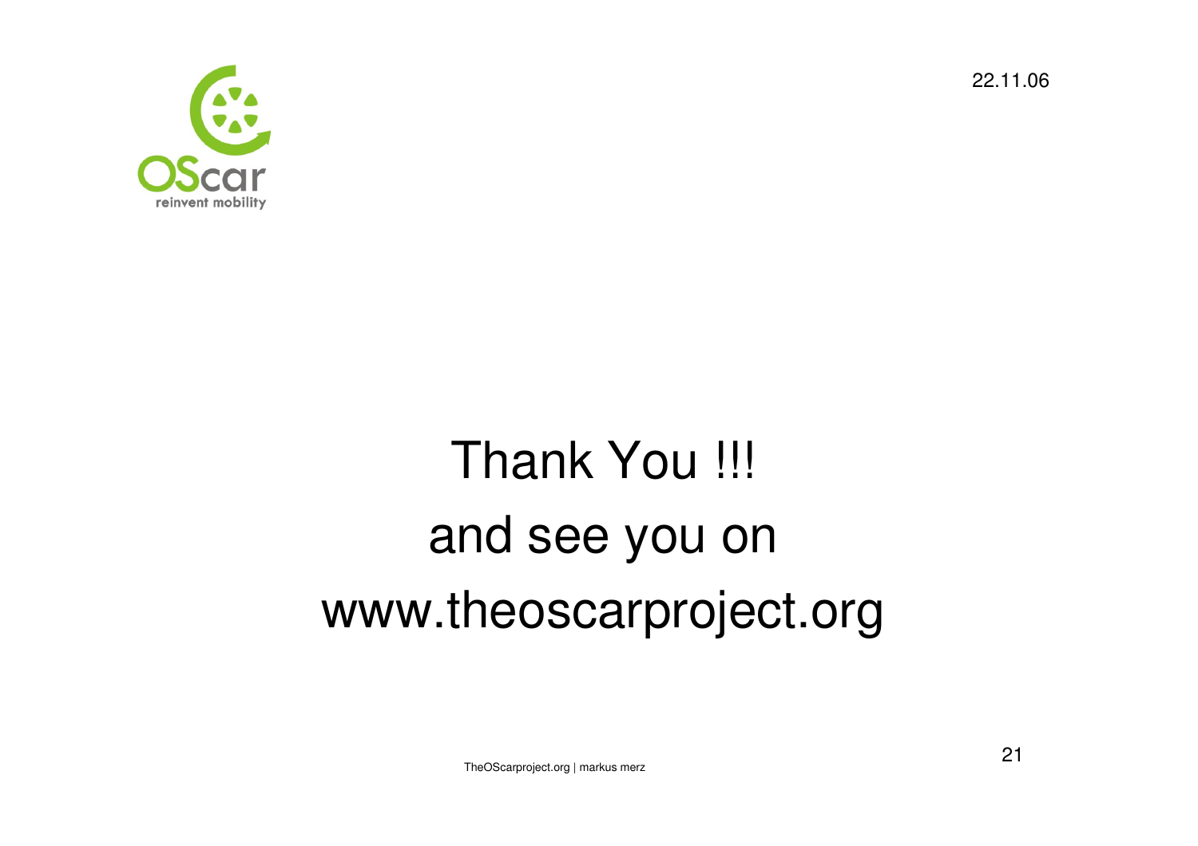Thank You !!!

and see you on

www.theoscarproject.org